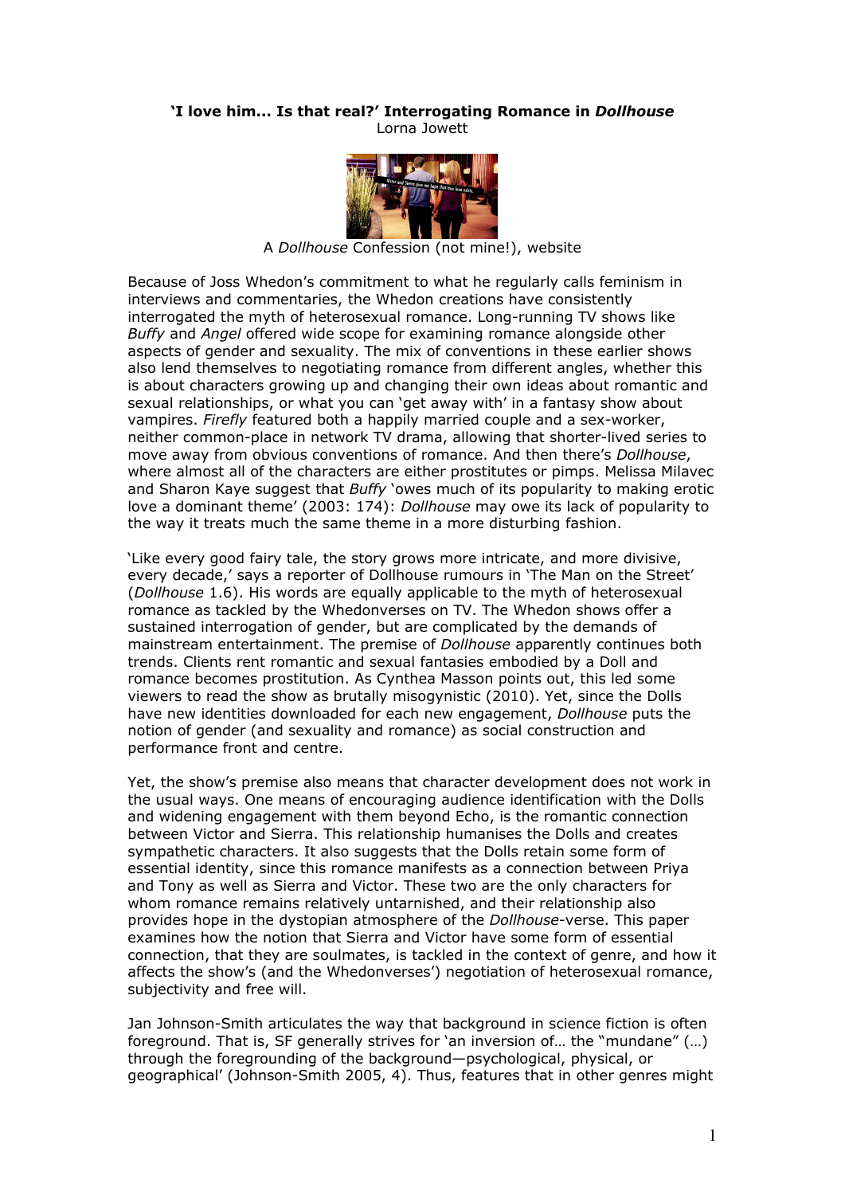**'I love him... Is that real?' Interrogating Romance in *Dollhouse***
Lorna Jowett

A *Dollhouse* Confession (not mine!), website

Because of Joss Whedon's commitment to what he regularly calls feminism in interviews and commentaries, the Whedon creations have consistently interrogated the myth of heterosexual romance. Long-running TV shows like *Buffy* and *Angel* offered wide scope for examining romance alongside other aspects of gender and sexuality. The mix of conventions in these earlier shows also lend themselves to negotiating romance from different angles, whether this is about characters growing up and changing their own ideas about romantic and sexual relationships, or what you can 'get away with' in a fantasy show about vampires. *Firefly* featured both a happily married couple and a sex-worker, neither common-place in network TV drama, allowing that shorter-lived series to move away from obvious conventions of romance. And then there's *Dollhouse*, where almost all of the characters are either prostitutes or pimps. Melissa Milavec and Sharon Kaye suggest that *Buffy* 'owes much of its popularity to making erotic love a dominant theme' (2003: 174): *Dollhouse* may owe its lack of popularity to the way it treats much the same theme in a more disturbing fashion.

'Like every good fairy tale, the story grows more intricate, and more divisive, every decade,' says a reporter of Dollhouse rumours in 'The Man on the Street' (*Dollhouse* 1.6). His words are equally applicable to the myth of heterosexual romance as tackled by the Whedonverses on TV. The Whedon shows offer a sustained interrogation of gender, but are complicated by the demands of mainstream entertainment. The premise of *Dollhouse* apparently continues both trends. Clients rent romantic and sexual fantasies embodied by a Doll and romance becomes prostitution. As Cynthea Masson points out, this led some viewers to read the show as brutally misogynistic (2010). Yet, since the Dolls have new identities downloaded for each new engagement, *Dollhouse* puts the notion of gender (and sexuality and romance) as social construction and performance front and centre.

Yet, the show's premise also means that character development does not work in the usual ways. One means of encouraging audience identification with the Dolls and widening engagement with them beyond Echo, is the romantic connection between Victor and Sierra. This relationship humanises the Dolls and creates sympathetic characters. It also suggests that the Dolls retain some form of essential identity, since this romance manifests as a connection between Priya and Tony as well as Sierra and Victor. These two are the only characters for whom romance remains relatively untarnished, and their relationship also provides hope in the dystopian atmosphere of the *Dollhouse*-verse. This paper examines how the notion that Sierra and Victor have some form of essential connection, that they are soulmates, is tackled in the context of genre, and how it affects the show's (and the Whedonverses') negotiation of heterosexual romance, subjectivity and free will.

Jan Johnson-Smith articulates the way that background in science fiction is often foreground. That is, SF generally strives for 'an inversion of… the "mundane" (…) through the foregrounding of the background—psychological, physical, or geographical' (Johnson-Smith 2005, 4). Thus, features that in other genres might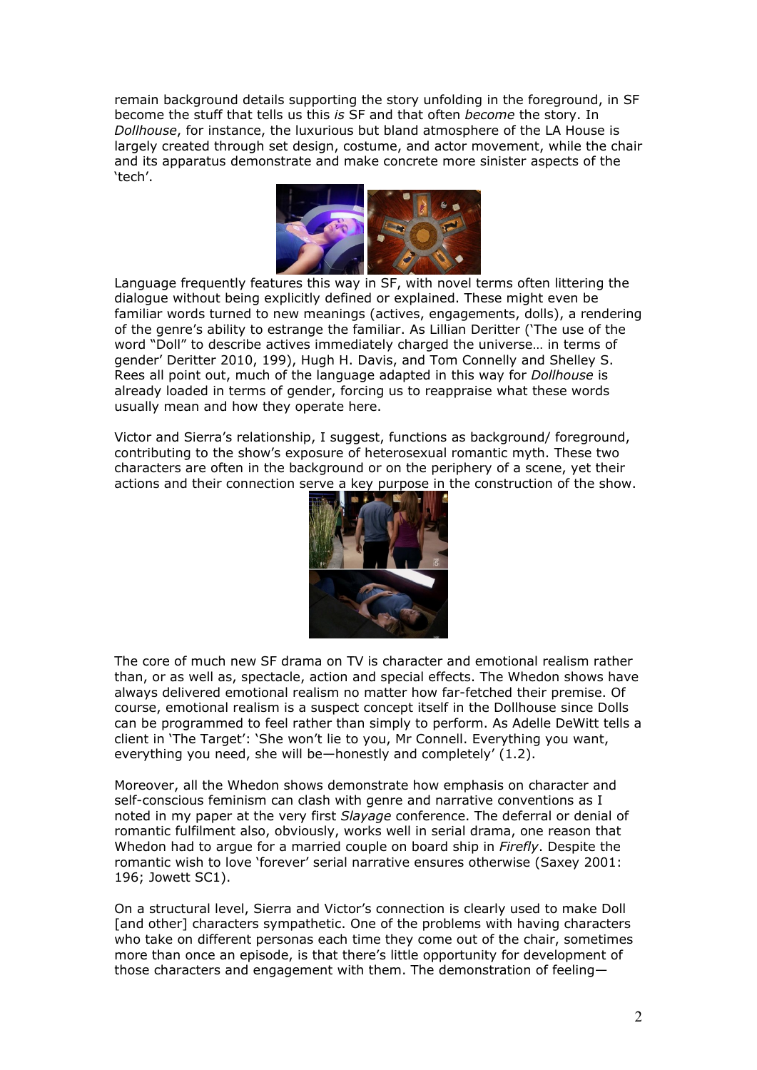remain background details supporting the story unfolding in the foreground, in SF become the stuff that tells us this *is* SF and that often *become* the story. In *Dollhouse*, for instance, the luxurious but bland atmosphere of the LA House is largely created through set design, costume, and actor movement, while the chair and its apparatus demonstrate and make concrete more sinister aspects of the 'tech'.

Language frequently features this way in SF, with novel terms often littering the dialogue without being explicitly defined or explained. These might even be familiar words turned to new meanings (actives, engagements, dolls), a rendering of the genre's ability to estrange the familiar. As Lillian Deritter ('The use of the word "Doll" to describe actives immediately charged the universe… in terms of gender' Deritter 2010, 199), Hugh H. Davis, and Tom Connelly and Shelley S. Rees all point out, much of the language adapted in this way for *Dollhouse* is already loaded in terms of gender, forcing us to reappraise what these words usually mean and how they operate here.

Victor and Sierra's relationship, I suggest, functions as background/ foreground, contributing to the show's exposure of heterosexual romantic myth. These two characters are often in the background or on the periphery of a scene, yet their actions and their connection serve a key purpose in the construction of the show.

The core of much new SF drama on TV is character and emotional realism rather than, or as well as, spectacle, action and special effects. The Whedon shows have always delivered emotional realism no matter how far-fetched their premise. Of course, emotional realism is a suspect concept itself in the Dollhouse since Dolls can be programmed to feel rather than simply to perform. As Adelle DeWitt tells a client in 'The Target': 'She won't lie to you, Mr Connell. Everything you want, everything you need, she will be—honestly and completely' (1.2).

Moreover, all the Whedon shows demonstrate how emphasis on character and self-conscious feminism can clash with genre and narrative conventions as I noted in my paper at the very first *Slayage* conference. The deferral or denial of romantic fulfilment also, obviously, works well in serial drama, one reason that Whedon had to argue for a married couple on board ship in *Firefly*. Despite the romantic wish to love 'forever' serial narrative ensures otherwise (Saxey 2001: 196; Jowett SC1).

On a structural level, Sierra and Victor's connection is clearly used to make Doll [and other] characters sympathetic. One of the problems with having characters who take on different personas each time they come out of the chair, sometimes more than once an episode, is that there's little opportunity for development of those characters and engagement with them. The demonstration of feeling—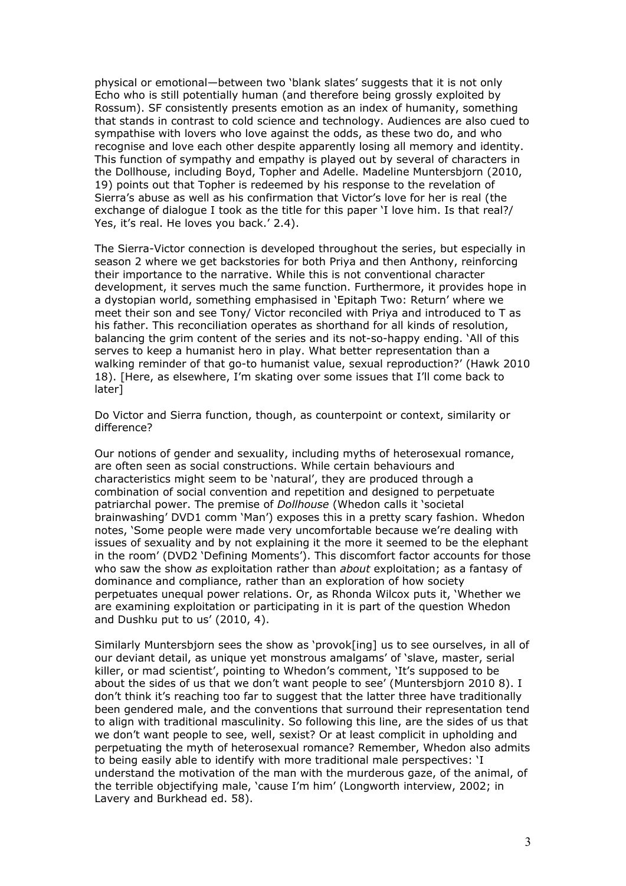physical or emotional—between two 'blank slates' suggests that it is not only Echo who is still potentially human (and therefore being grossly exploited by Rossum). SF consistently presents emotion as an index of humanity, something that stands in contrast to cold science and technology. Audiences are also cued to sympathise with lovers who love against the odds, as these two do, and who recognise and love each other despite apparently losing all memory and identity. This function of sympathy and empathy is played out by several of characters in the Dollhouse, including Boyd, Topher and Adelle. Madeline Muntersbjorn (2010, 19) points out that Topher is redeemed by his response to the revelation of Sierra's abuse as well as his confirmation that Victor's love for her is real (the exchange of dialogue I took as the title for this paper 'I love him. Is that real?/ Yes, it's real. He loves you back.' 2.4).

The Sierra-Victor connection is developed throughout the series, but especially in season 2 where we get backstories for both Priya and then Anthony, reinforcing their importance to the narrative. While this is not conventional character development, it serves much the same function. Furthermore, it provides hope in a dystopian world, something emphasised in 'Epitaph Two: Return' where we meet their son and see Tony/ Victor reconciled with Priya and introduced to T as his father. This reconciliation operates as shorthand for all kinds of resolution, balancing the grim content of the series and its not-so-happy ending. 'All of this serves to keep a humanist hero in play. What better representation than a walking reminder of that go-to humanist value, sexual reproduction?' (Hawk 2010 18). [Here, as elsewhere, I'm skating over some issues that I'll come back to later]

Do Victor and Sierra function, though, as counterpoint or context, similarity or difference?

Our notions of gender and sexuality, including myths of heterosexual romance, are often seen as social constructions. While certain behaviours and characteristics might seem to be 'natural', they are produced through a combination of social convention and repetition and designed to perpetuate patriarchal power. The premise of *Dollhouse* (Whedon calls it 'societal brainwashing' DVD1 comm 'Man') exposes this in a pretty scary fashion. Whedon notes, 'Some people were made very uncomfortable because we're dealing with issues of sexuality and by not explaining it the more it seemed to be the elephant in the room' (DVD2 'Defining Moments'). This discomfort factor accounts for those who saw the show *as* exploitation rather than *about* exploitation; as a fantasy of dominance and compliance, rather than an exploration of how society perpetuates unequal power relations. Or, as Rhonda Wilcox puts it, 'Whether we are examining exploitation or participating in it is part of the question Whedon and Dushku put to us' (2010, 4).

Similarly Muntersbjorn sees the show as 'provok[ing] us to see ourselves, in all of our deviant detail, as unique yet monstrous amalgams' of 'slave, master, serial killer, or mad scientist', pointing to Whedon's comment, 'It's supposed to be about the sides of us that we don't want people to see' (Muntersbjorn 2010 8). I don't think it's reaching too far to suggest that the latter three have traditionally been gendered male, and the conventions that surround their representation tend to align with traditional masculinity. So following this line, are the sides of us that we don't want people to see, well, sexist? Or at least complicit in upholding and perpetuating the myth of heterosexual romance? Remember, Whedon also admits to being easily able to identify with more traditional male perspectives: 'I understand the motivation of the man with the murderous gaze, of the animal, of the terrible objectifying male, 'cause I'm him' (Longworth interview, 2002; in Lavery and Burkhead ed. 58).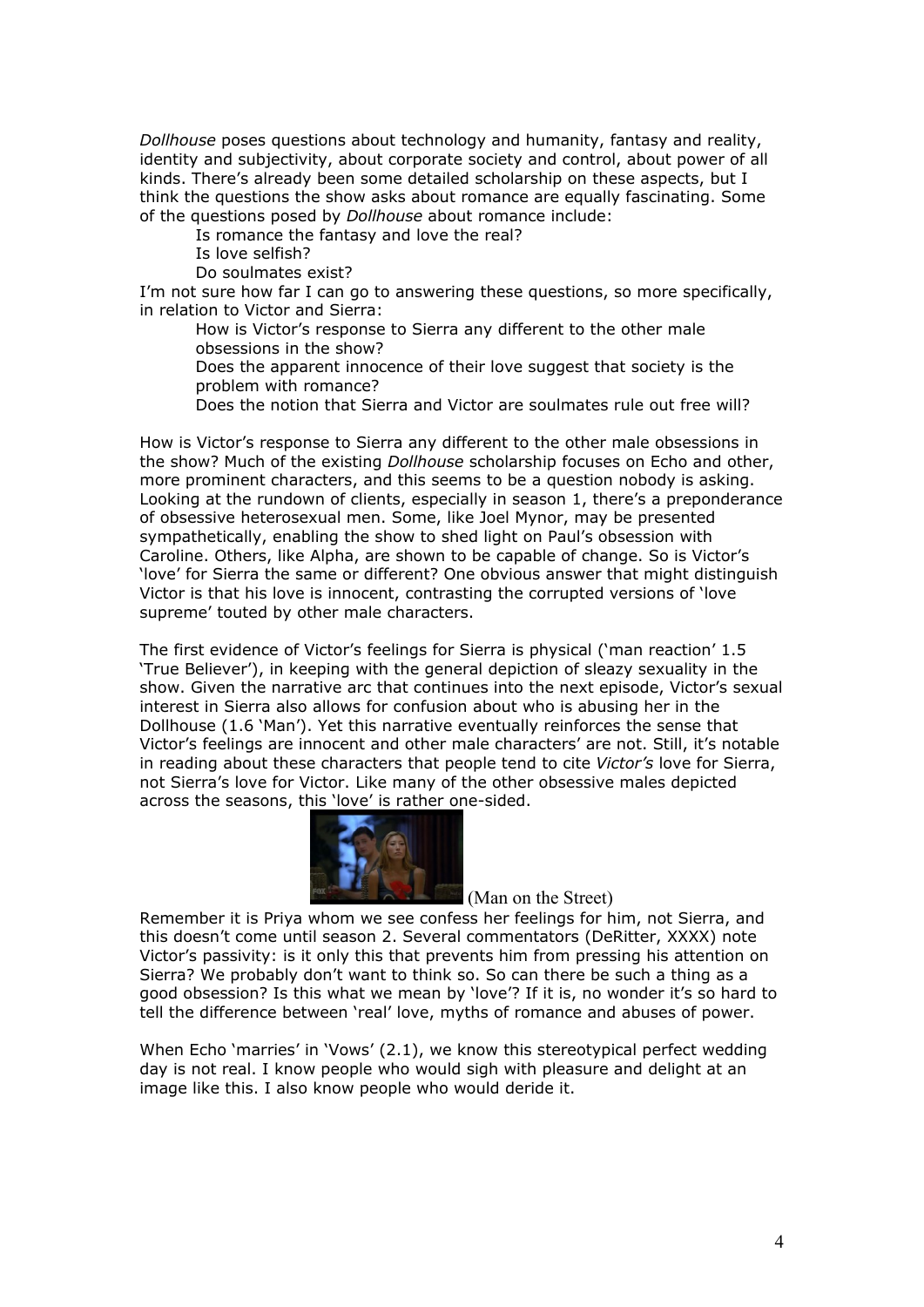*Dollhouse* poses questions about technology and humanity, fantasy and reality, identity and subjectivity, about corporate society and control, about power of all kinds. There's already been some detailed scholarship on these aspects, but I think the questions the show asks about romance are equally fascinating. Some of the questions posed by *Dollhouse* about romance include:

> Is romance the fantasy and love the real?
> Is love selfish?
> Do soulmates exist?

I'm not sure how far I can go to answering these questions, so more specifically, in relation to Victor and Sierra:

> How is Victor's response to Sierra any different to the other male obsessions in the show?
> Does the apparent innocence of their love suggest that society is the problem with romance?
> Does the notion that Sierra and Victor are soulmates rule out free will?

How is Victor's response to Sierra any different to the other male obsessions in the show? Much of the existing *Dollhouse* scholarship focuses on Echo and other, more prominent characters, and this seems to be a question nobody is asking. Looking at the rundown of clients, especially in season 1, there's a preponderance of obsessive heterosexual men. Some, like Joel Mynor, may be presented sympathetically, enabling the show to shed light on Paul's obsession with Caroline. Others, like Alpha, are shown to be capable of change. So is Victor's 'love' for Sierra the same or different? One obvious answer that might distinguish Victor is that his love is innocent, contrasting the corrupted versions of 'love supreme' touted by other male characters.

The first evidence of Victor's feelings for Sierra is physical ('man reaction' 1.5 'True Believer'), in keeping with the general depiction of sleazy sexuality in the show. Given the narrative arc that continues into the next episode, Victor's sexual interest in Sierra also allows for confusion about who is abusing her in the Dollhouse (1.6 'Man'). Yet this narrative eventually reinforces the sense that Victor's feelings are innocent and other male characters' are not. Still, it's notable in reading about these characters that people tend to cite *Victor's* love for Sierra, not Sierra's love for Victor. Like many of the other obsessive males depicted across the seasons, this 'love' is rather one-sided.

(Man on the Street)

Remember it is Priya whom we see confess her feelings for him, not Sierra, and this doesn't come until season 2. Several commentators (DeRitter, XXXX) note Victor's passivity: is it only this that prevents him from pressing his attention on Sierra? We probably don't want to think so. So can there be such a thing as a good obsession? Is this what we mean by 'love'? If it is, no wonder it's so hard to tell the difference between 'real' love, myths of romance and abuses of power.

When Echo 'marries' in 'Vows' (2.1), we know this stereotypical perfect wedding day is not real. I know people who would sigh with pleasure and delight at an image like this. I also know people who would deride it.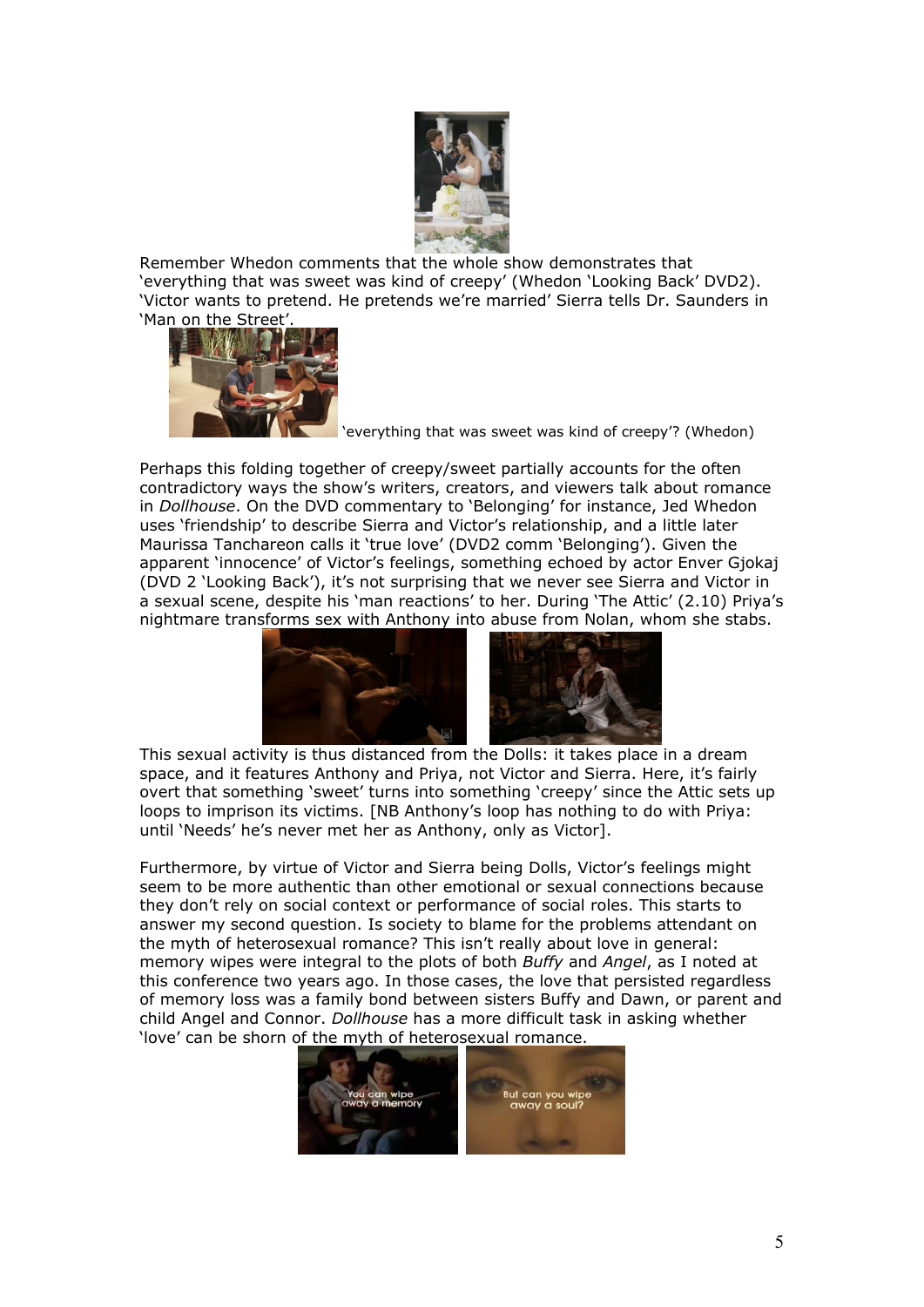Remember Whedon comments that the whole show demonstrates that 'everything that was sweet was kind of creepy' (Whedon 'Looking Back' DVD2). 'Victor wants to pretend. He pretends we're married' Sierra tells Dr. Saunders in 'Man on the Street'.

'everything that was sweet was kind of creepy'? (Whedon)

Perhaps this folding together of creepy/sweet partially accounts for the often contradictory ways the show's writers, creators, and viewers talk about romance in *Dollhouse*. On the DVD commentary to 'Belonging' for instance, Jed Whedon uses 'friendship' to describe Sierra and Victor's relationship, and a little later Maurissa Tanchareon calls it 'true love' (DVD2 comm 'Belonging'). Given the apparent 'innocence' of Victor's feelings, something echoed by actor Enver Gjokaj (DVD 2 'Looking Back'), it's not surprising that we never see Sierra and Victor in a sexual scene, despite his 'man reactions' to her. During 'The Attic' (2.10) Priya's nightmare transforms sex with Anthony into abuse from Nolan, whom she stabs.

This sexual activity is thus distanced from the Dolls: it takes place in a dream space, and it features Anthony and Priya, not Victor and Sierra. Here, it's fairly overt that something 'sweet' turns into something 'creepy' since the Attic sets up loops to imprison its victims. [NB Anthony's loop has nothing to do with Priya: until 'Needs' he's never met her as Anthony, only as Victor].

Furthermore, by virtue of Victor and Sierra being Dolls, Victor's feelings might seem to be more authentic than other emotional or sexual connections because they don't rely on social context or performance of social roles. This starts to answer my second question. Is society to blame for the problems attendant on the myth of heterosexual romance? This isn't really about love in general: memory wipes were integral to the plots of both *Buffy* and *Angel*, as I noted at this conference two years ago. In those cases, the love that persisted regardless of memory loss was a family bond between sisters Buffy and Dawn, or parent and child Angel and Connor. *Dollhouse* has a more difficult task in asking whether 'love' can be shorn of the myth of heterosexual romance.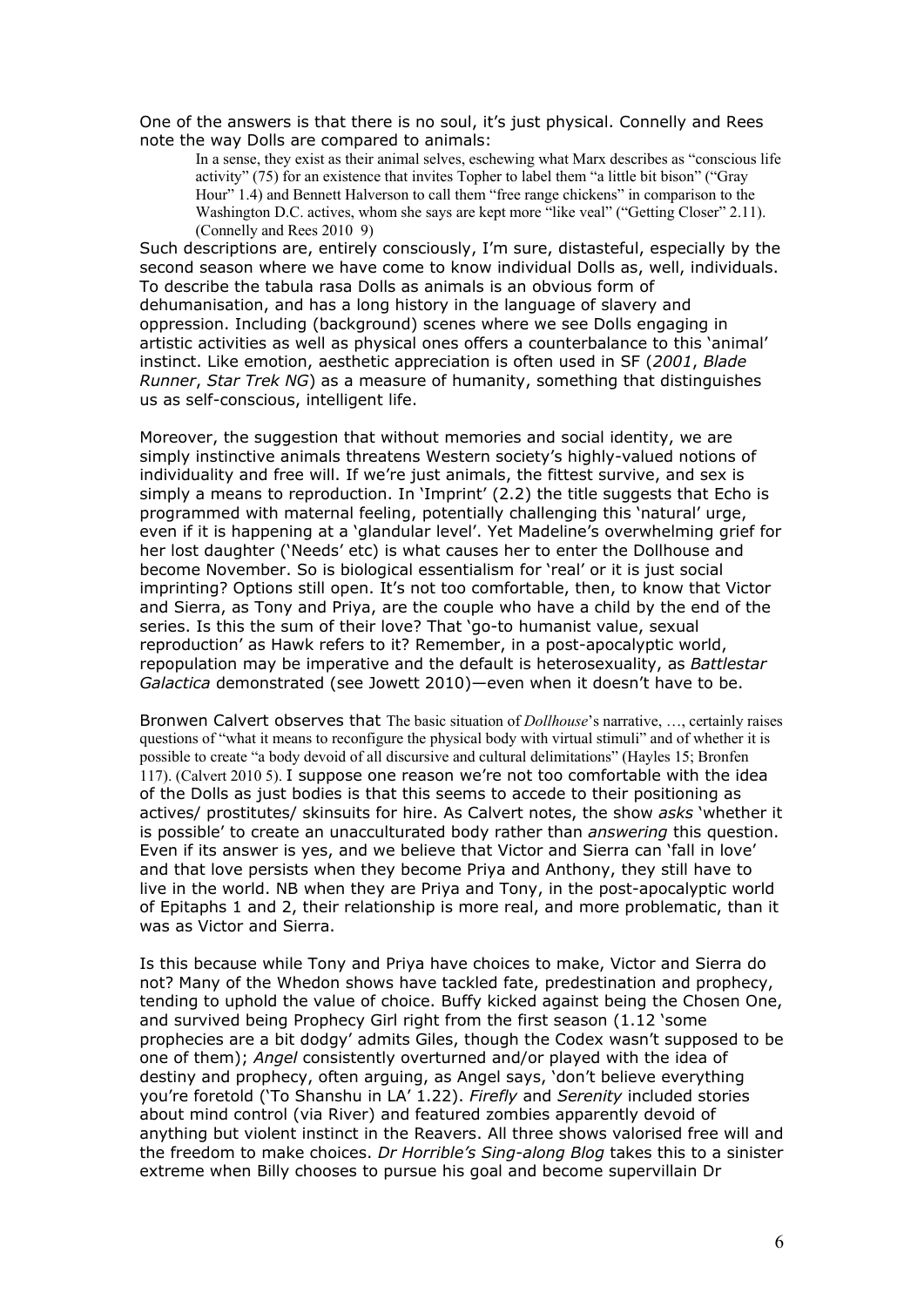One of the answers is that there is no soul, it's just physical. Connelly and Rees note the way Dolls are compared to animals:

> In a sense, they exist as their animal selves, eschewing what Marx describes as "conscious life activity" (75) for an existence that invites Topher to label them "a little bit bison" ("Gray Hour" 1.4) and Bennett Halverson to call them "free range chickens" in comparison to the Washington D.C. actives, whom she says are kept more "like veal" ("Getting Closer" 2.11). (Connelly and Rees 2010 9)

Such descriptions are, entirely consciously, I'm sure, distasteful, especially by the second season where we have come to know individual Dolls as, well, individuals. To describe the tabula rasa Dolls as animals is an obvious form of dehumanisation, and has a long history in the language of slavery and oppression. Including (background) scenes where we see Dolls engaging in artistic activities as well as physical ones offers a counterbalance to this 'animal' instinct. Like emotion, aesthetic appreciation is often used in SF (*2001*, *Blade Runner*, *Star Trek NG*) as a measure of humanity, something that distinguishes us as self-conscious, intelligent life.

Moreover, the suggestion that without memories and social identity, we are simply instinctive animals threatens Western society's highly-valued notions of individuality and free will. If we're just animals, the fittest survive, and sex is simply a means to reproduction. In 'Imprint' (2.2) the title suggests that Echo is programmed with maternal feeling, potentially challenging this 'natural' urge, even if it is happening at a 'glandular level'. Yet Madeline's overwhelming grief for her lost daughter ('Needs' etc) is what causes her to enter the Dollhouse and become November. So is biological essentialism for 'real' or it is just social imprinting? Options still open. It's not too comfortable, then, to know that Victor and Sierra, as Tony and Priya, are the couple who have a child by the end of the series. Is this the sum of their love? That 'go-to humanist value, sexual reproduction' as Hawk refers to it? Remember, in a post-apocalyptic world, repopulation may be imperative and the default is heterosexuality, as *Battlestar Galactica* demonstrated (see Jowett 2010)—even when it doesn't have to be.

Bronwen Calvert observes that The basic situation of *Dollhouse*'s narrative, …, certainly raises questions of "what it means to reconfigure the physical body with virtual stimuli" and of whether it is possible to create "a body devoid of all discursive and cultural delimitations" (Hayles 15; Bronfen 117). (Calvert 2010 5). I suppose one reason we're not too comfortable with the idea of the Dolls as just bodies is that this seems to accede to their positioning as actives/ prostitutes/ skinsuits for hire. As Calvert notes, the show *asks* 'whether it is possible' to create an unacculturated body rather than *answering* this question. Even if its answer is yes, and we believe that Victor and Sierra can 'fall in love' and that love persists when they become Priya and Anthony, they still have to live in the world. NB when they are Priya and Tony, in the post-apocalyptic world of Epitaphs 1 and 2, their relationship is more real, and more problematic, than it was as Victor and Sierra.

Is this because while Tony and Priya have choices to make, Victor and Sierra do not? Many of the Whedon shows have tackled fate, predestination and prophecy, tending to uphold the value of choice. Buffy kicked against being the Chosen One, and survived being Prophecy Girl right from the first season (1.12 'some prophecies are a bit dodgy' admits Giles, though the Codex wasn't supposed to be one of them); *Angel* consistently overturned and/or played with the idea of destiny and prophecy, often arguing, as Angel says, 'don't believe everything you're foretold ('To Shanshu in LA' 1.22). *Firefly* and *Serenity* included stories about mind control (via River) and featured zombies apparently devoid of anything but violent instinct in the Reavers. All three shows valorised free will and the freedom to make choices. *Dr Horrible's Sing-along Blog* takes this to a sinister extreme when Billy chooses to pursue his goal and become supervillain Dr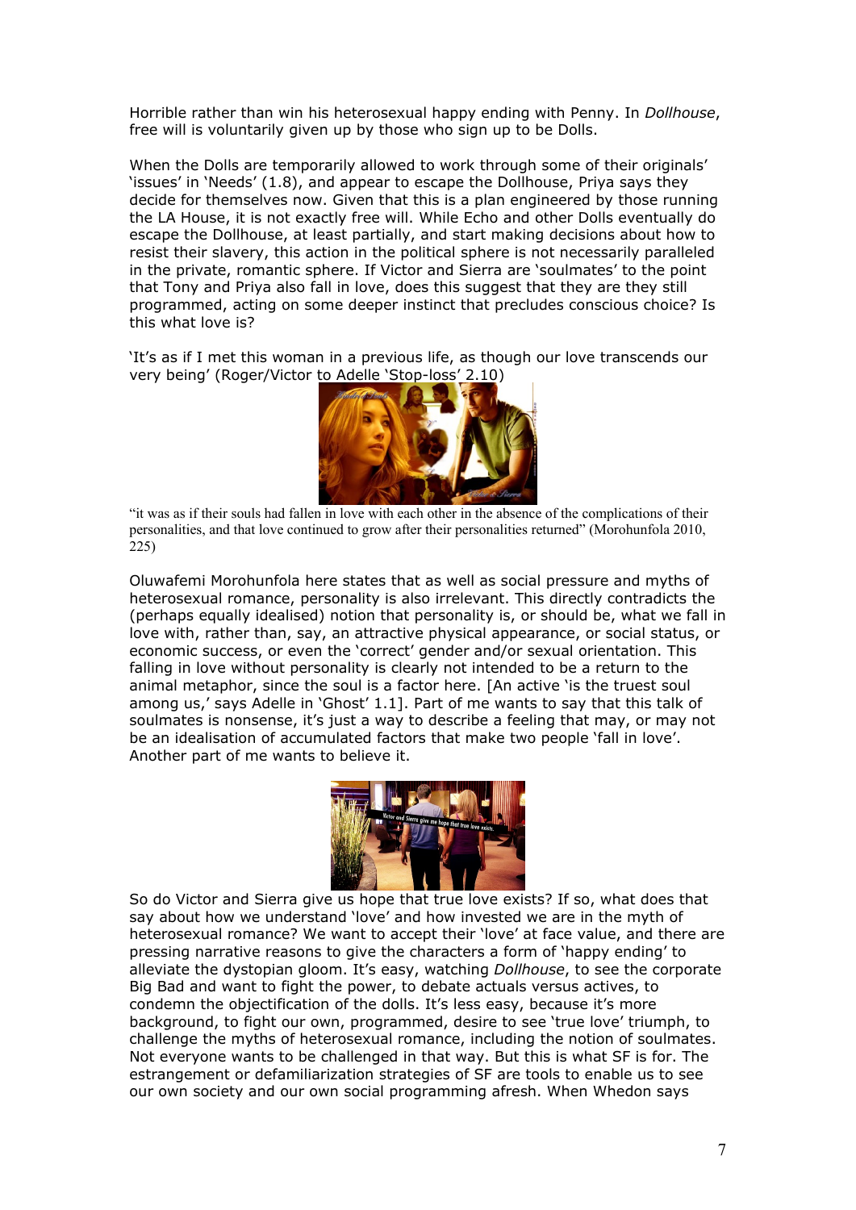Horrible rather than win his heterosexual happy ending with Penny. In *Dollhouse*, free will is voluntarily given up by those who sign up to be Dolls.

When the Dolls are temporarily allowed to work through some of their originals' 'issues' in 'Needs' (1.8), and appear to escape the Dollhouse, Priya says they decide for themselves now. Given that this is a plan engineered by those running the LA House, it is not exactly free will. While Echo and other Dolls eventually do escape the Dollhouse, at least partially, and start making decisions about how to resist their slavery, this action in the political sphere is not necessarily paralleled in the private, romantic sphere. If Victor and Sierra are 'soulmates' to the point that Tony and Priya also fall in love, does this suggest that they are they still programmed, acting on some deeper instinct that precludes conscious choice? Is this what love is?

'It's as if I met this woman in a previous life, as though our love transcends our very being' (Roger/Victor to Adelle 'Stop-loss' 2.10)

"it was as if their souls had fallen in love with each other in the absence of the complications of their personalities, and that love continued to grow after their personalities returned" (Morohunfola 2010, 225)

Oluwafemi Morohunfola here states that as well as social pressure and myths of heterosexual romance, personality is also irrelevant. This directly contradicts the (perhaps equally idealised) notion that personality is, or should be, what we fall in love with, rather than, say, an attractive physical appearance, or social status, or economic success, or even the 'correct' gender and/or sexual orientation. This falling in love without personality is clearly not intended to be a return to the animal metaphor, since the soul is a factor here. [An active 'is the truest soul among us,' says Adelle in 'Ghost' 1.1]. Part of me wants to say that this talk of soulmates is nonsense, it's just a way to describe a feeling that may, or may not be an idealisation of accumulated factors that make two people 'fall in love'. Another part of me wants to believe it.

So do Victor and Sierra give us hope that true love exists? If so, what does that say about how we understand 'love' and how invested we are in the myth of heterosexual romance? We want to accept their 'love' at face value, and there are pressing narrative reasons to give the characters a form of 'happy ending' to alleviate the dystopian gloom. It's easy, watching *Dollhouse*, to see the corporate Big Bad and want to fight the power, to debate actuals versus actives, to condemn the objectification of the dolls. It's less easy, because it's more background, to fight our own, programmed, desire to see 'true love' triumph, to challenge the myths of heterosexual romance, including the notion of soulmates. Not everyone wants to be challenged in that way. But this is what SF is for. The estrangement or defamiliarization strategies of SF are tools to enable us to see our own society and our own social programming afresh. When Whedon says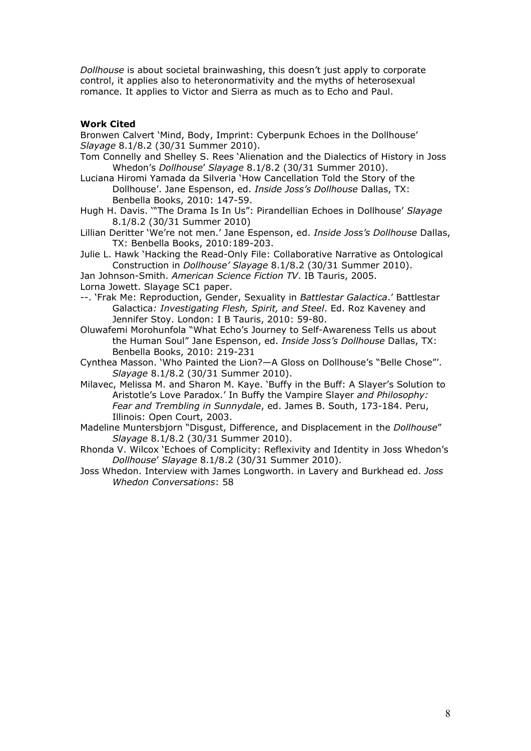*Dollhouse* is about societal brainwashing, this doesn't just apply to corporate control, it applies also to heteronormativity and the myths of heterosexual romance. It applies to Victor and Sierra as much as to Echo and Paul.

**Work Cited**

Bronwen Calvert 'Mind, Body, Imprint: Cyberpunk Echoes in the Dollhouse' *Slayage* 8.1/8.2 (30/31 Summer 2010).

Tom Connelly and Shelley S. Rees 'Alienation and the Dialectics of History in Joss Whedon's *Dollhouse*' *Slayage* 8.1/8.2 (30/31 Summer 2010).

Luciana Hiromi Yamada da Silveria 'How Cancellation Told the Story of the Dollhouse'. Jane Espenson, ed. *Inside Joss's Dollhouse* Dallas, TX: Benbella Books, 2010: 147-59.

Hugh H. Davis. '"The Drama Is In Us": Pirandellian Echoes in Dollhouse' *Slayage* 8.1/8.2 (30/31 Summer 2010)

Lillian Deritter 'We're not men.' Jane Espenson, ed. *Inside Joss's Dollhouse* Dallas, TX: Benbella Books, 2010:189-203.

Julie L. Hawk 'Hacking the Read-Only File: Collaborative Narrative as Ontological Construction in *Dollhouse' Slayage* 8.1/8.2 (30/31 Summer 2010).

Jan Johnson-Smith. *American Science Fiction TV*. IB Tauris, 2005.

Lorna Jowett. Slayage SC1 paper.

--. 'Frak Me: Reproduction, Gender, Sexuality in *Battlestar Galactica*.' Battlestar Galactica*: Investigating Flesh, Spirit, and Steel*. Ed. Roz Kaveney and Jennifer Stoy. London: I B Tauris, 2010: 59-80.

Oluwafemi Morohunfola "What Echo's Journey to Self-Awareness Tells us about the Human Soul" Jane Espenson, ed. *Inside Joss's Dollhouse* Dallas, TX: Benbella Books, 2010: 219-231

Cynthea Masson. 'Who Painted the Lion?—A Gloss on Dollhouse's "Belle Chose"'. *Slayage* 8.1/8.2 (30/31 Summer 2010).

Milavec, Melissa M. and Sharon M. Kaye. 'Buffy in the Buff: A Slayer's Solution to Aristotle's Love Paradox.' In Buffy the Vampire Slayer *and Philosophy: Fear and Trembling in Sunnydale*, ed. James B. South, 173-184. Peru, Illinois: Open Court, 2003.

Madeline Muntersbjorn "Disgust, Difference, and Displacement in the *Dollhouse*" *Slayage* 8.1/8.2 (30/31 Summer 2010).

Rhonda V. Wilcox 'Echoes of Complicity: Reflexivity and Identity in Joss Whedon's *Dollhouse*' *Slayage* 8.1/8.2 (30/31 Summer 2010).

Joss Whedon. Interview with James Longworth. in Lavery and Burkhead ed. *Joss Whedon Conversations*: 58